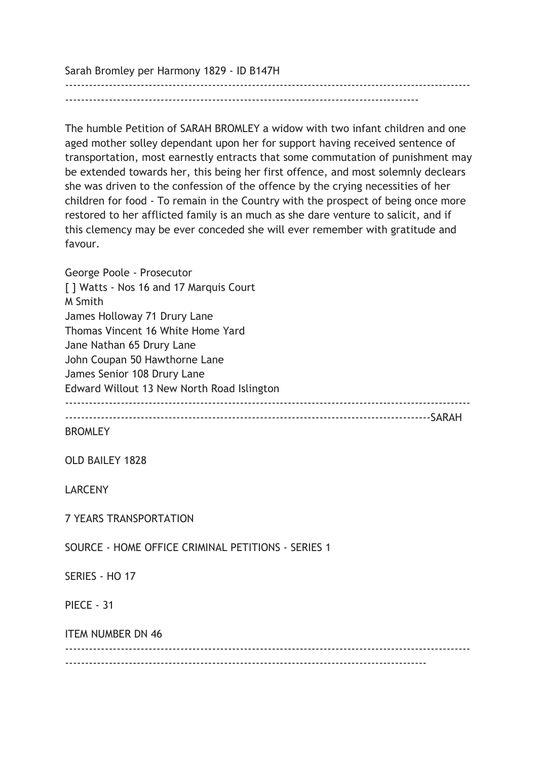Sarah Bromley per Harmony 1829 - ID B147H

---

The humble Petition of SARAH BROMLEY a widow with two infant children and one aged mother solley dependant upon her for support having received sentence of transportation, most earnestly entracts that some commutation of punishment may be extended towards her, this being her first offence, and most solemnly declears she was driven to the confession of the offence by the crying necessities of her children for food - To remain in the Country with the prospect of being once more restored to her afflicted family is an much as she dare venture to salicit, and if this clemency may be ever conceded she will ever remember with gratitude and favour.

George Poole - Prosecutor
[ ] Watts - Nos 16 and 17 Marquis Court
M Smith
James Holloway 71 Drury Lane
Thomas Vincent 16 White Home Yard
Jane Nathan 65 Drury Lane
John Coupan 50 Hawthorne Lane
James Senior 108 Drury Lane
Edward Willout 13 New North Road Islington

---

SARAH BROMLEY

OLD BAILEY 1828

LARCENY

7 YEARS TRANSPORTATION

SOURCE - HOME OFFICE CRIMINAL PETITIONS - SERIES 1

SERIES - HO 17

PIECE - 31

ITEM NUMBER DN 46

---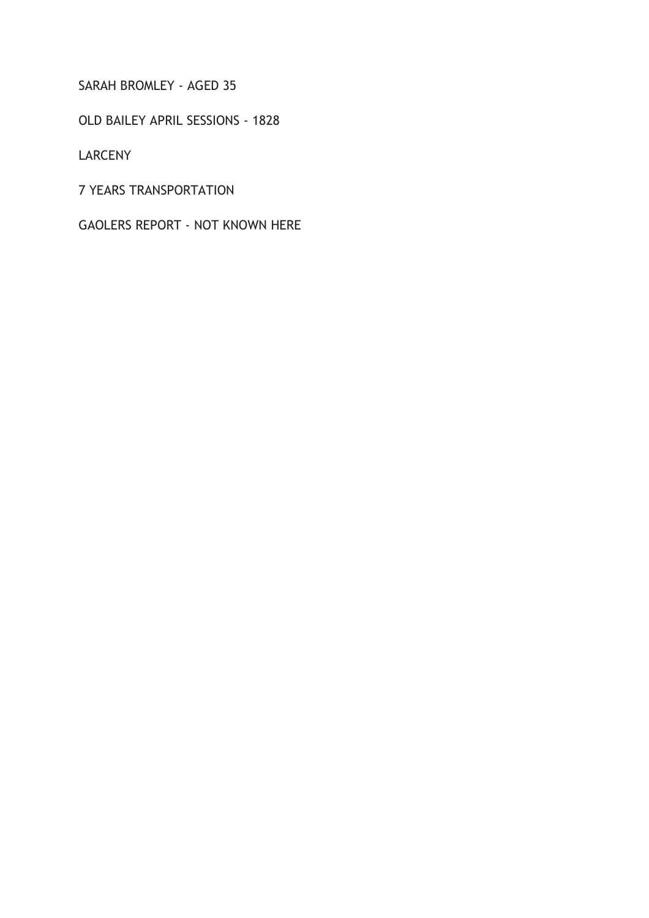SARAH BROMLEY - AGED 35

OLD BAILEY APRIL SESSIONS - 1828

LARCENY

7 YEARS TRANSPORTATION

GAOLERS REPORT - NOT KNOWN HERE